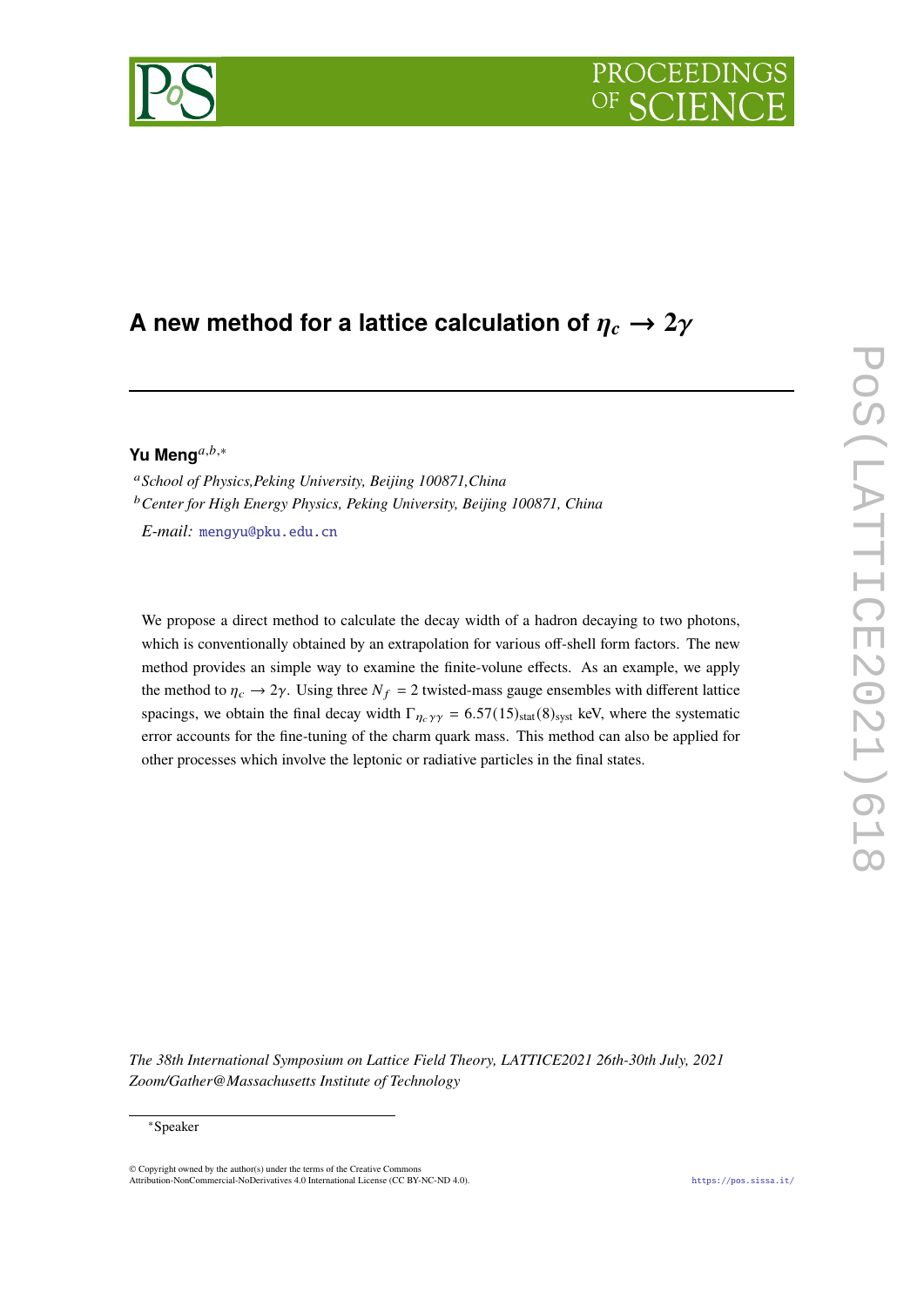# A new method for a lattice calculation of $\eta_c \to 2\gamma$

**Yu Meng**[a,b,*]

[a] *School of Physics,Peking University, Beijing 100871,China*
[b] *Center for High Energy Physics, Peking University, Beijing 100871, China*

*E-mail:* mengyu@pku.edu.cn

We propose a direct method to calculate the decay width of a hadron decaying to two photons, which is conventionally obtained by an extrapolation for various off-shell form factors. The new method provides an simple way to examine the finite-volune effects. As an example, we apply the method to $\eta_c \to 2\gamma$. Using three $N_f = 2$ twisted-mass gauge ensembles with different lattice spacings, we obtain the final decay width $\Gamma_{\eta_c\gamma\gamma} = 6.57(15)_{\text{stat}}(8)_{\text{syst}}$ keV, where the systematic error accounts for the fine-tuning of the charm quark mass. This method can also be applied for other processes which involve the leptonic or radiative particles in the final states.

*The 38th International Symposium on Lattice Field Theory, LATTICE2021 26th-30th July, 2021 Zoom/Gather@Massachusetts Institute of Technology*

*Speaker

© Copyright owned by the author(s) under the terms of the Creative Commons Attribution-NonCommercial-NoDerivatives 4.0 International License (CC BY-NC-ND 4.0).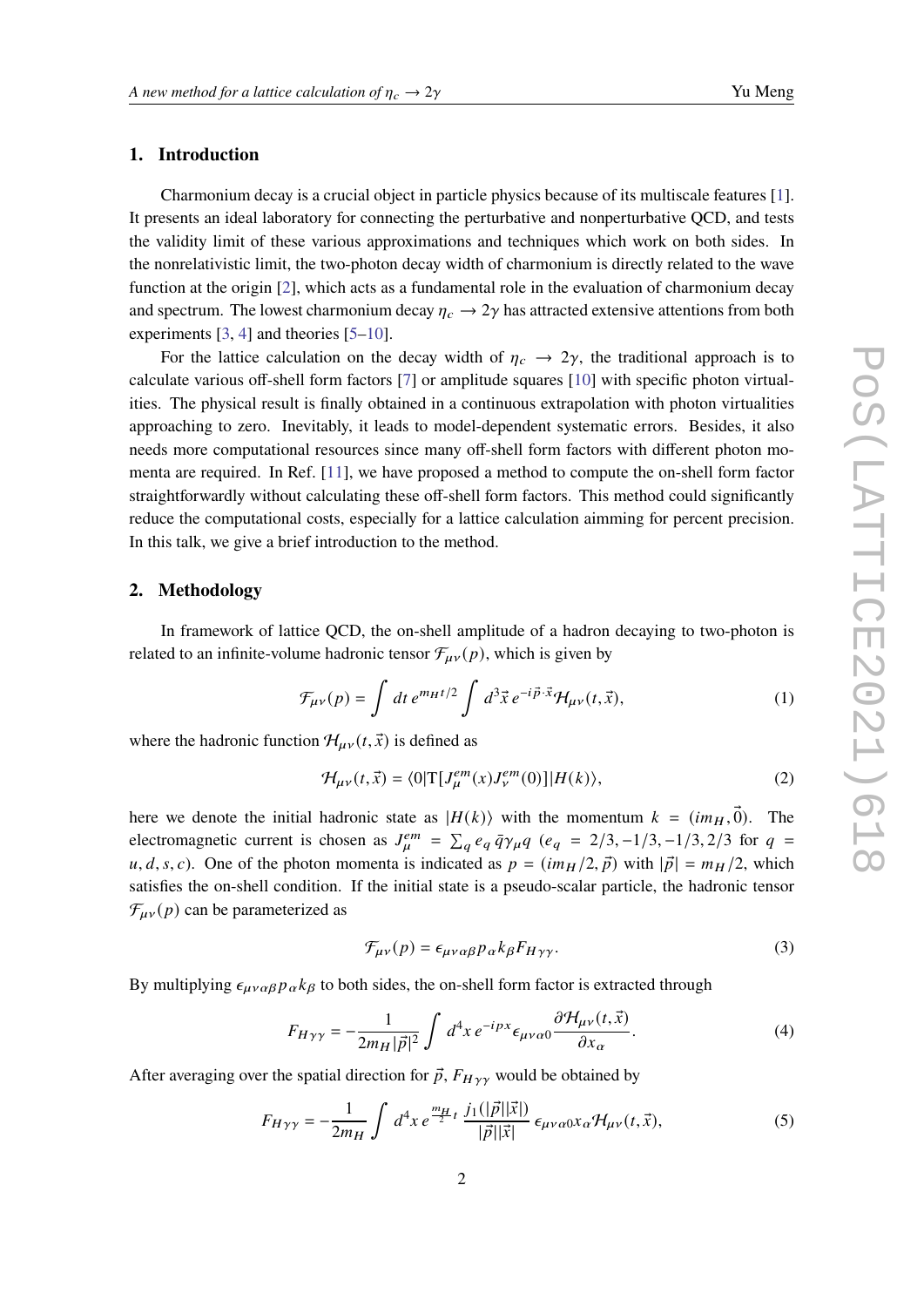## 1. Introduction

Charmonium decay is a crucial object in particle physics because of its multiscale features [1]. It presents an ideal laboratory for connecting the perturbative and nonperturbative QCD, and tests the validity limit of these various approximations and techniques which work on both sides. In the nonrelativistic limit, the two-photon decay width of charmonium is directly related to the wave function at the origin [2], which acts as a fundamental role in the evaluation of charmonium decay and spectrum. The lowest charmonium decay $\eta_c \to 2\gamma$ has attracted extensive attentions from both experiments [3, 4] and theories [5–10].

For the lattice calculation on the decay width of $\eta_c \to 2\gamma$, the traditional approach is to calculate various off-shell form factors [7] or amplitude squares [10] with specific photon virtualities. The physical result is finally obtained in a continuous extrapolation with photon virtualities approaching to zero. Inevitably, it leads to model-dependent systematic errors. Besides, it also needs more computational resources since many off-shell form factors with different photon momenta are required. In Ref. [11], we have proposed a method to compute the on-shell form factor straightforwardly without calculating these off-shell form factors. This method could significantly reduce the computational costs, especially for a lattice calculation aimming for percent precision. In this talk, we give a brief introduction to the method.

## 2. Methodology

In framework of lattice QCD, the on-shell amplitude of a hadron decaying to two-photon is related to an infinite-volume hadronic tensor $\mathcal{F}_{\mu\nu}(p)$, which is given by

$$\mathcal{F}_{\mu\nu}(p) = \int dt\, e^{m_H t/2} \int d^3\vec{x}\, e^{-i\vec{p}\cdot\vec{x}} \mathcal{H}_{\mu\nu}(t,\vec{x}), \tag{1}$$

where the hadronic function $\mathcal{H}_{\mu\nu}(t,\vec{x})$ is defined as

$$\mathcal{H}_{\mu\nu}(t,\vec{x}) = \langle 0|\mathrm{T}[J_\mu^{em}(x)J_\nu^{em}(0)]|H(k)\rangle, \tag{2}$$

here we denote the initial hadronic state as $|H(k)\rangle$ with the momentum $k = (im_H, \vec{0})$. The electromagnetic current is chosen as $J_\mu^{em} = \sum_q e_q \bar{q}\gamma_\mu q$ ($e_q = 2/3, -1/3, -1/3, 2/3$ for $q = u, d, s, c$). One of the photon momenta is indicated as $p = (im_H/2, \vec{p})$ with $|\vec{p}| = m_H/2$, which satisfies the on-shell condition. If the initial state is a pseudo-scalar particle, the hadronic tensor $\mathcal{F}_{\mu\nu}(p)$ can be parameterized as

$$\mathcal{F}_{\mu\nu}(p) = \epsilon_{\mu\nu\alpha\beta}p_\alpha k_\beta F_{H\gamma\gamma}. \tag{3}$$

By multiplying $\epsilon_{\mu\nu\alpha\beta}p_\alpha k_\beta$ to both sides, the on-shell form factor is extracted through

$$F_{H\gamma\gamma} = -\frac{1}{2m_H|\vec{p}|^2}\int d^4x\, e^{-ipx}\epsilon_{\mu\nu\alpha 0}\frac{\partial \mathcal{H}_{\mu\nu}(t,\vec{x})}{\partial x_\alpha}. \tag{4}$$

After averaging over the spatial direction for $\vec{p}$, $F_{H\gamma\gamma}$ would be obtained by

$$F_{H\gamma\gamma} = -\frac{1}{2m_H}\int d^4x\, e^{\frac{m_H}{2}t}\,\frac{j_1(|\vec{p}||\vec{x}|)}{|\vec{p}||\vec{x}|}\,\epsilon_{\mu\nu\alpha 0}x_\alpha \mathcal{H}_{\mu\nu}(t,\vec{x}), \tag{5}$$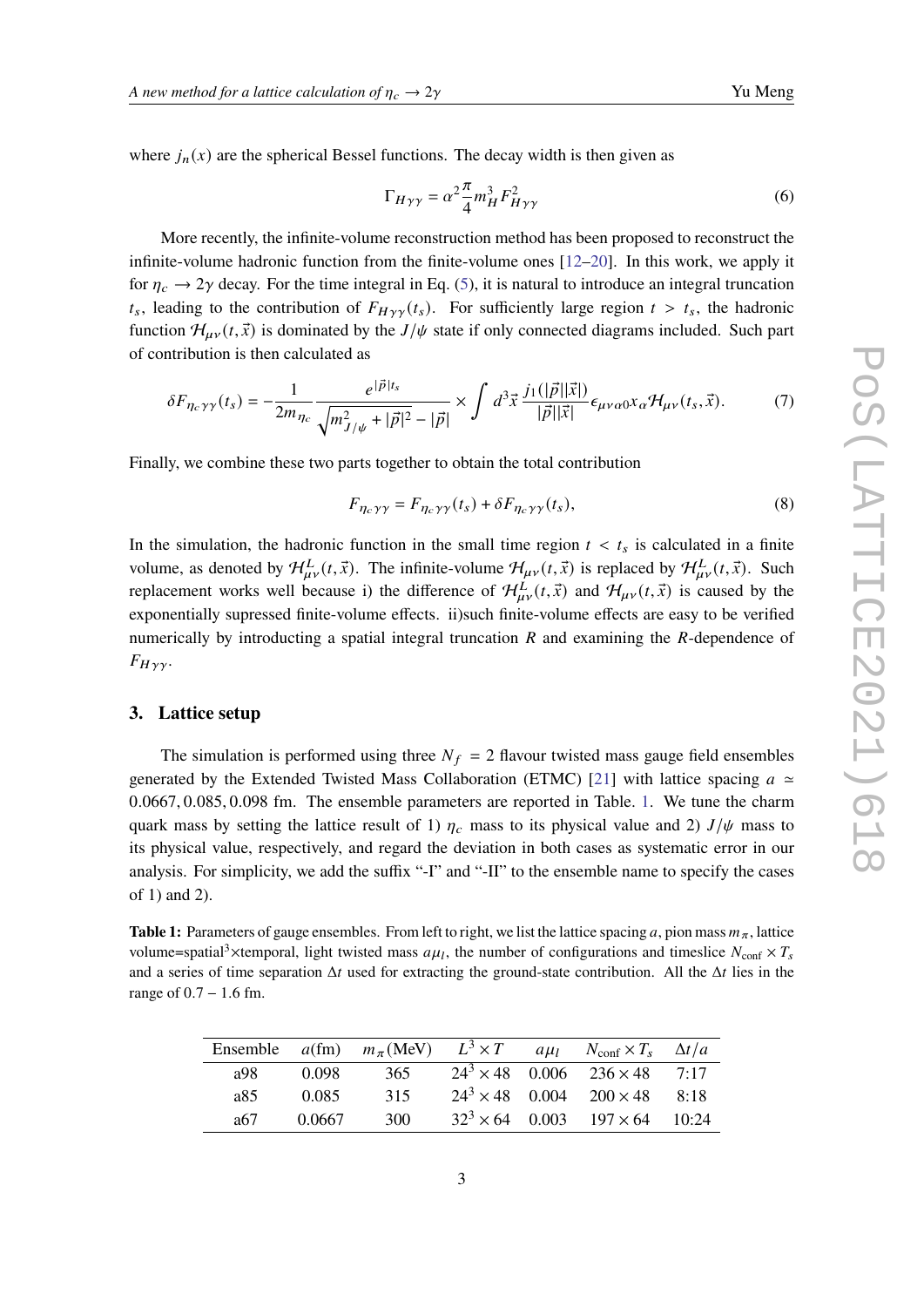where $j_n(x)$ are the spherical Bessel functions. The decay width is then given as

$$\Gamma_{H\gamma\gamma} = \alpha^2 \frac{\pi}{4} m_H^3 F_{H\gamma\gamma}^2 \tag{6}$$

More recently, the infinite-volume reconstruction method has been proposed to reconstruct the infinite-volume hadronic function from the finite-volume ones [12–20]. In this work, we apply it for $\eta_c \to 2\gamma$ decay. For the time integral in Eq. (5), it is natural to introduce an integral truncation $t_s$, leading to the contribution of $F_{H\gamma\gamma}(t_s)$. For sufficiently large region $t > t_s$, the hadronic function $\mathcal{H}_{\mu\nu}(t,\vec{x})$ is dominated by the $J/\psi$ state if only connected diagrams included. Such part of contribution is then calculated as

$$\delta F_{\eta_c\gamma\gamma}(t_s) = -\frac{1}{2m_{\eta_c}} \frac{e^{|\vec{p}|t_s}}{\sqrt{m_{J/\psi}^2 + |\vec{p}|^2} - |\vec{p}|} \times \int d^3\vec{x}\, \frac{j_1(|\vec{p}||\vec{x}|)}{|\vec{p}||\vec{x}|} \epsilon_{\mu\nu\alpha 0} x_\alpha \mathcal{H}_{\mu\nu}(t_s,\vec{x}). \tag{7}$$

Finally, we combine these two parts together to obtain the total contribution

$$F_{\eta_c\gamma\gamma} = F_{\eta_c\gamma\gamma}(t_s) + \delta F_{\eta_c\gamma\gamma}(t_s), \tag{8}$$

In the simulation, the hadronic function in the small time region $t < t_s$ is calculated in a finite volume, as denoted by $\mathcal{H}_{\mu\nu}^L(t,\vec{x})$. The infinite-volume $\mathcal{H}_{\mu\nu}(t,\vec{x})$ is replaced by $\mathcal{H}_{\mu\nu}^L(t,\vec{x})$. Such replacement works well because i) the difference of $\mathcal{H}_{\mu\nu}^L(t,\vec{x})$ and $\mathcal{H}_{\mu\nu}(t,\vec{x})$ is caused by the exponentially supressed finite-volume effects. ii)such finite-volume effects are easy to be verified numerically by introducting a spatial integral truncation $R$ and examining the $R$-dependence of $F_{H\gamma\gamma}$.

## 3. Lattice setup

The simulation is performed using three $N_f = 2$ flavour twisted mass gauge field ensembles generated by the Extended Twisted Mass Collaboration (ETMC) [21] with lattice spacing $a \simeq 0.0667, 0.085, 0.098$ fm. The ensemble parameters are reported in Table. 1. We tune the charm quark mass by setting the lattice result of 1) $\eta_c$ mass to its physical value and 2) $J/\psi$ mass to its physical value, respectively, and regard the deviation in both cases as systematic error in our analysis. For simplicity, we add the suffix "-I" and "-II" to the ensemble name to specify the cases of 1) and 2).

**Table 1:** Parameters of gauge ensembles. From left to right, we list the lattice spacing $a$, pion mass $m_\pi$, lattice volume=spatial$^3$×temporal, light twisted mass $a\mu_l$, the number of configurations and timeslice $N_{\text{conf}} \times T_s$ and a series of time separation $\Delta t$ used for extracting the ground-state contribution. All the $\Delta t$ lies in the range of $0.7 - 1.6$ fm.

| Ensemble | $a$(fm) | $m_\pi$(MeV) | $L^3 \times T$ | $a\mu_l$ | $N_{\text{conf}} \times T_s$ | $\Delta t/a$ |
|---|---|---|---|---|---|---|
| a98 | 0.098 | 365 | $24^3 \times 48$ | 0.006 | $236 \times 48$ | 7:17 |
| a85 | 0.085 | 315 | $24^3 \times 48$ | 0.004 | $200 \times 48$ | 8:18 |
| a67 | 0.0667 | 300 | $32^3 \times 64$ | 0.003 | $197 \times 64$ | 10:24 |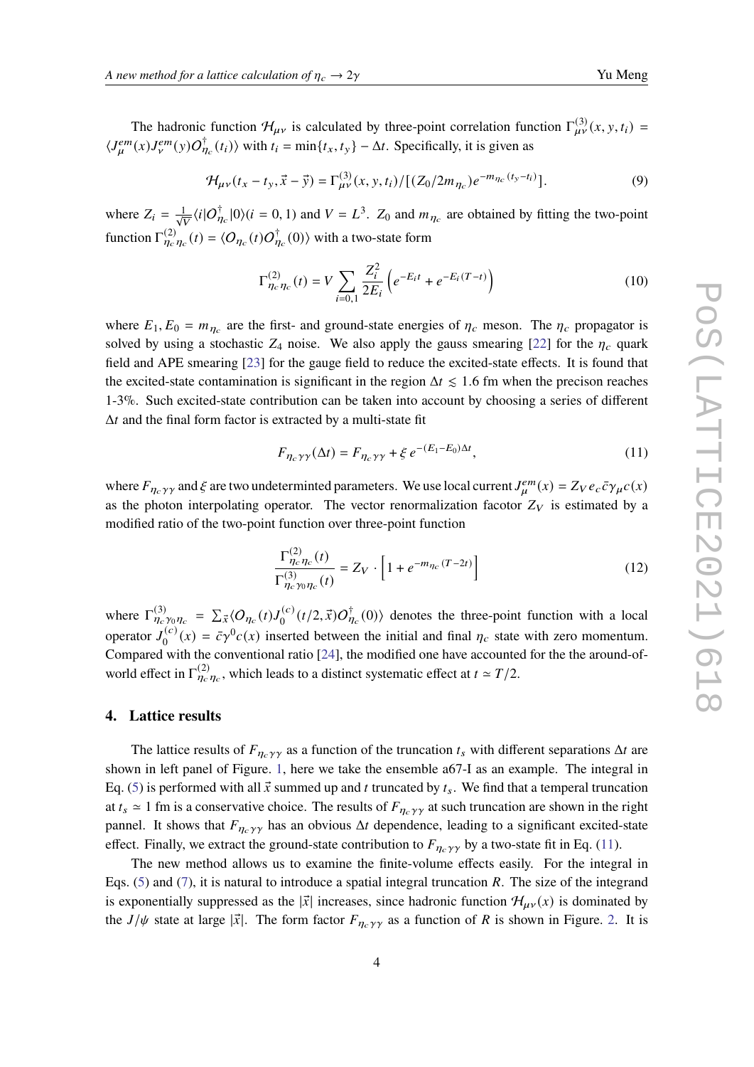The hadronic function $\mathcal{H}_{\mu\nu}$ is calculated by three-point correlation function $\Gamma^{(3)}_{\mu\nu}(x,y,t_i) = \langle J^{em}_\mu(x) J^{em}_\nu(y) O^\dagger_{\eta_c}(t_i)\rangle$ with $t_i = \min\{t_x, t_y\} - \Delta t$. Specifically, it is given as

$$\mathcal{H}_{\mu\nu}(t_x - t_y, \vec{x} - \vec{y}) = \Gamma^{(3)}_{\mu\nu}(x,y,t_i)/[(Z_0/2m_{\eta_c})e^{-m_{\eta_c}(t_y - t_i)}]. \tag{9}$$

where $Z_i = \frac{1}{\sqrt{V}}\langle i|O^\dagger_{\eta_c}|0\rangle (i = 0,1)$ and $V = L^3$. $Z_0$ and $m_{\eta_c}$ are obtained by fitting the two-point function $\Gamma^{(2)}_{\eta_c\eta_c}(t) = \langle O_{\eta_c}(t) O^\dagger_{\eta_c}(0)\rangle$ with a two-state form

$$\Gamma^{(2)}_{\eta_c\eta_c}(t) = V \sum_{i=0,1} \frac{Z_i^2}{2E_i}\left(e^{-E_i t} + e^{-E_i(T-t)}\right) \tag{10}$$

where $E_1, E_0 = m_{\eta_c}$ are the first- and ground-state energies of $\eta_c$ meson. The $\eta_c$ propagator is solved by using a stochastic $Z_4$ noise. We also apply the gauss smearing [22] for the $\eta_c$ quark field and APE smearing [23] for the gauge field to reduce the excited-state effects. It is found that the excited-state contamination is significant in the region $\Delta t \lesssim 1.6$ fm when the precison reaches 1-3%. Such excited-state contribution can be taken into account by choosing a series of different $\Delta t$ and the final form factor is extracted by a multi-state fit

$$F_{\eta_c\gamma\gamma}(\Delta t) = F_{\eta_c\gamma\gamma} + \xi\, e^{-(E_1 - E_0)\Delta t}, \tag{11}$$

where $F_{\eta_c\gamma\gamma}$ and $\xi$ are two undeterminted parameters. We use local current $J^{em}_\mu(x) = Z_V e_c \bar{c}\gamma_\mu c(x)$ as the photon interpolating operator. The vector renormalization facotor $Z_V$ is estimated by a modified ratio of the two-point function over three-point function

$$\frac{\Gamma^{(2)}_{\eta_c\eta_c}(t)}{\Gamma^{(3)}_{\eta_c\gamma_0\eta_c}(t)} = Z_V \cdot \left[1 + e^{-m_{\eta_c}(T-2t)}\right] \tag{12}$$

where $\Gamma^{(3)}_{\eta_c\gamma_0\eta_c} = \sum_{\vec{x}}\langle O_{\eta_c}(t) J^{(c)}_0(t/2,\vec{x}) O^\dagger_{\eta_c}(0)\rangle$ denotes the three-point function with a local operator $J^{(c)}_0(x) = \bar{c}\gamma^0 c(x)$ inserted between the initial and final $\eta_c$ state with zero momentum. Compared with the conventional ratio [24], the modified one have accounted for the the around-of-world effect in $\Gamma^{(2)}_{\eta_c\eta_c}$, which leads to a distinct systematic effect at $t \simeq T/2$.

## 4. Lattice results

The lattice results of $F_{\eta_c\gamma\gamma}$ as a function of the truncation $t_s$ with different separations $\Delta t$ are shown in left panel of Figure. 1, here we take the ensemble a67-I as an example. The integral in Eq. (5) is performed with all $\vec{x}$ summed up and $t$ truncated by $t_s$. We find that a temperal truncation at $t_s \simeq 1$ fm is a conservative choice. The results of $F_{\eta_c\gamma\gamma}$ at such truncation are shown in the right pannel. It shows that $F_{\eta_c\gamma\gamma}$ has an obvious $\Delta t$ dependence, leading to a significant excited-state effect. Finally, we extract the ground-state contribution to $F_{\eta_c\gamma\gamma}$ by a two-state fit in Eq. (11).

The new method allows us to examine the finite-volume effects easily. For the integral in Eqs. (5) and (7), it is natural to introduce a spatial integral truncation $R$. The size of the integrand is exponentially suppressed as the $|\vec{x}|$ increases, since hadronic function $\mathcal{H}_{\mu\nu}(x)$ is dominated by the $J/\psi$ state at large $|\vec{x}|$. The form factor $F_{\eta_c\gamma\gamma}$ as a function of $R$ is shown in Figure. 2. It is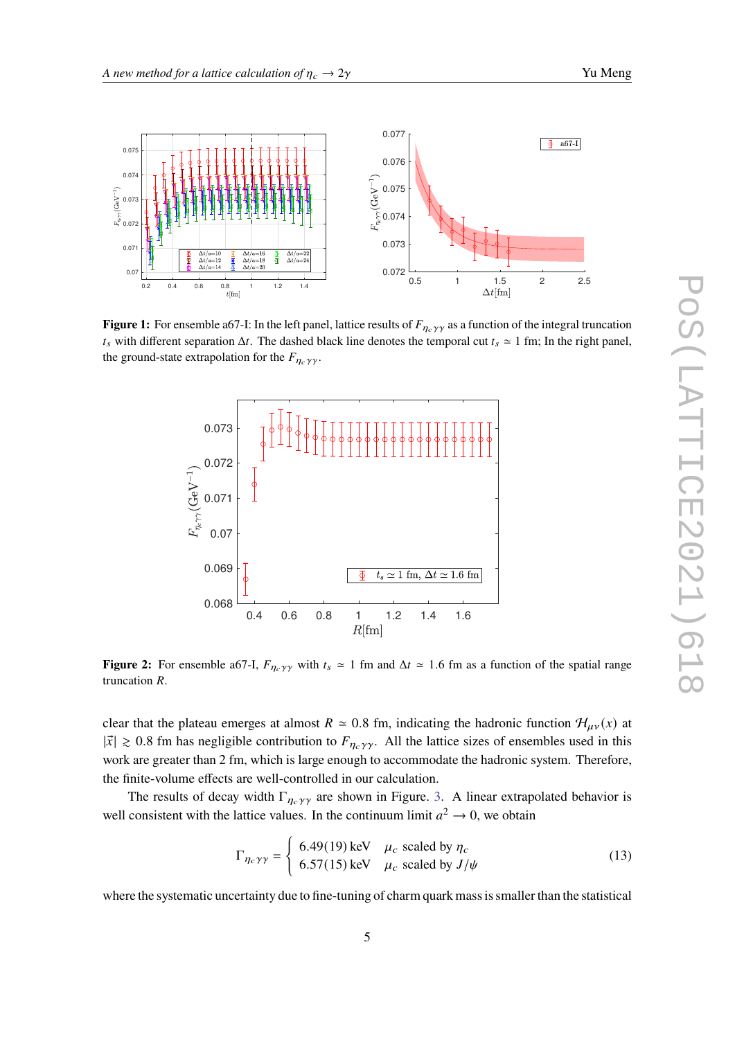**Figure 1:** For ensemble a67-I: In the left panel, lattice results of $F_{\eta_c\gamma\gamma}$ as a function of the integral truncation $t_s$ with different separation $\Delta t$. The dashed black line denotes the temporal cut $t_s \simeq 1$ fm; In the right panel, the ground-state extrapolation for the $F_{\eta_c\gamma\gamma}$.

**Figure 2:** For ensemble a67-I, $F_{\eta_c\gamma\gamma}$ with $t_s \simeq 1$ fm and $\Delta t \simeq 1.6$ fm as a function of the spatial range truncation $R$.

clear that the plateau emerges at almost $R \simeq 0.8$ fm, indicating the hadronic function $\mathcal{H}_{\mu\nu}(x)$ at $|\vec{x}| \gtrsim 0.8$ fm has negligible contribution to $F_{\eta_c\gamma\gamma}$. All the lattice sizes of ensembles used in this work are greater than 2 fm, which is large enough to accommodate the hadronic system. Therefore, the finite-volume effects are well-controlled in our calculation.

The results of decay width $\Gamma_{\eta_c\gamma\gamma}$ are shown in Figure. 3. A linear extrapolated behavior is well consistent with the lattice values. In the continuum limit $a^2 \to 0$, we obtain

$$\Gamma_{\eta_c\gamma\gamma} = \begin{cases} 6.49(19)\,\text{keV} & \mu_c \text{ scaled by } \eta_c \\ 6.57(15)\,\text{keV} & \mu_c \text{ scaled by } J/\psi \end{cases} \tag{13}$$

where the systematic uncertainty due to fine-tuning of charm quark mass is smaller than the statistical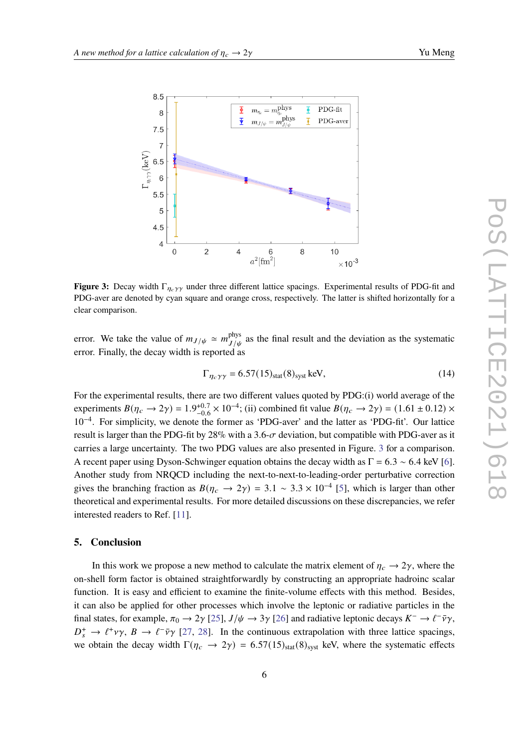**Figure 3:** Decay width $\Gamma_{\eta_c\gamma\gamma}$ under three different lattice spacings. Experimental results of PDG-fit and PDG-aver are denoted by cyan square and orange cross, respectively. The latter is shifted horizontally for a clear comparison.

error. We take the value of $m_{J/\psi} \simeq m_{J/\psi}^{\text{phys}}$ as the final result and the deviation as the systematic error. Finally, the decay width is reported as

$$\Gamma_{\eta_c\gamma\gamma} = 6.57(15)_{\text{stat}}(8)_{\text{syst}}\,\text{keV}, \tag{14}$$

For the experimental results, there are two different values quoted by PDG:(i) world average of the experiments $B(\eta_c \to 2\gamma) = 1.9^{+0.7}_{-0.6} \times 10^{-4}$; (ii) combined fit value $B(\eta_c \to 2\gamma) = (1.61 \pm 0.12) \times 10^{-4}$. For simplicity, we denote the former as 'PDG-aver' and the latter as 'PDG-fit'. Our lattice result is larger than the PDG-fit by 28% with a 3.6-$\sigma$ deviation, but compatible with PDG-aver as it carries a large uncertainty. The two PDG values are also presented in Figure. 3 for a comparison. A recent paper using Dyson-Schwinger equation obtains the decay width as $\Gamma = 6.3 \sim 6.4$ keV [6]. Another study from NRQCD including the next-to-next-to-leading-order perturbative correction gives the branching fraction as $B(\eta_c \to 2\gamma) = 3.1 \sim 3.3 \times 10^{-4}$ [5], which is larger than other theoretical and experimental results. For more detailed discussions on these discrepancies, we refer interested readers to Ref. [11].

## 5. Conclusion

In this work we propose a new method to calculate the matrix element of $\eta_c \to 2\gamma$, where the on-shell form factor is obtained straightforwardly by constructing an appropriate hadroinc scalar function. It is easy and efficient to examine the finite-volume effects with this method. Besides, it can also be applied for other processes which involve the leptonic or radiative particles in the final states, for example, $\pi_0 \to 2\gamma$ [25], $J/\psi \to 3\gamma$ [26] and radiative leptonic decays $K^- \to \ell^-\bar{\nu}\gamma$, $D_s^+ \to \ell^+\nu\gamma$, $B \to \ell^-\bar{\nu}\gamma$ [27, 28]. In the continuous extrapolation with three lattice spacings, we obtain the decay width $\Gamma(\eta_c \to 2\gamma) = 6.57(15)_{\text{stat}}(8)_{\text{syst}}$ keV, where the systematic effects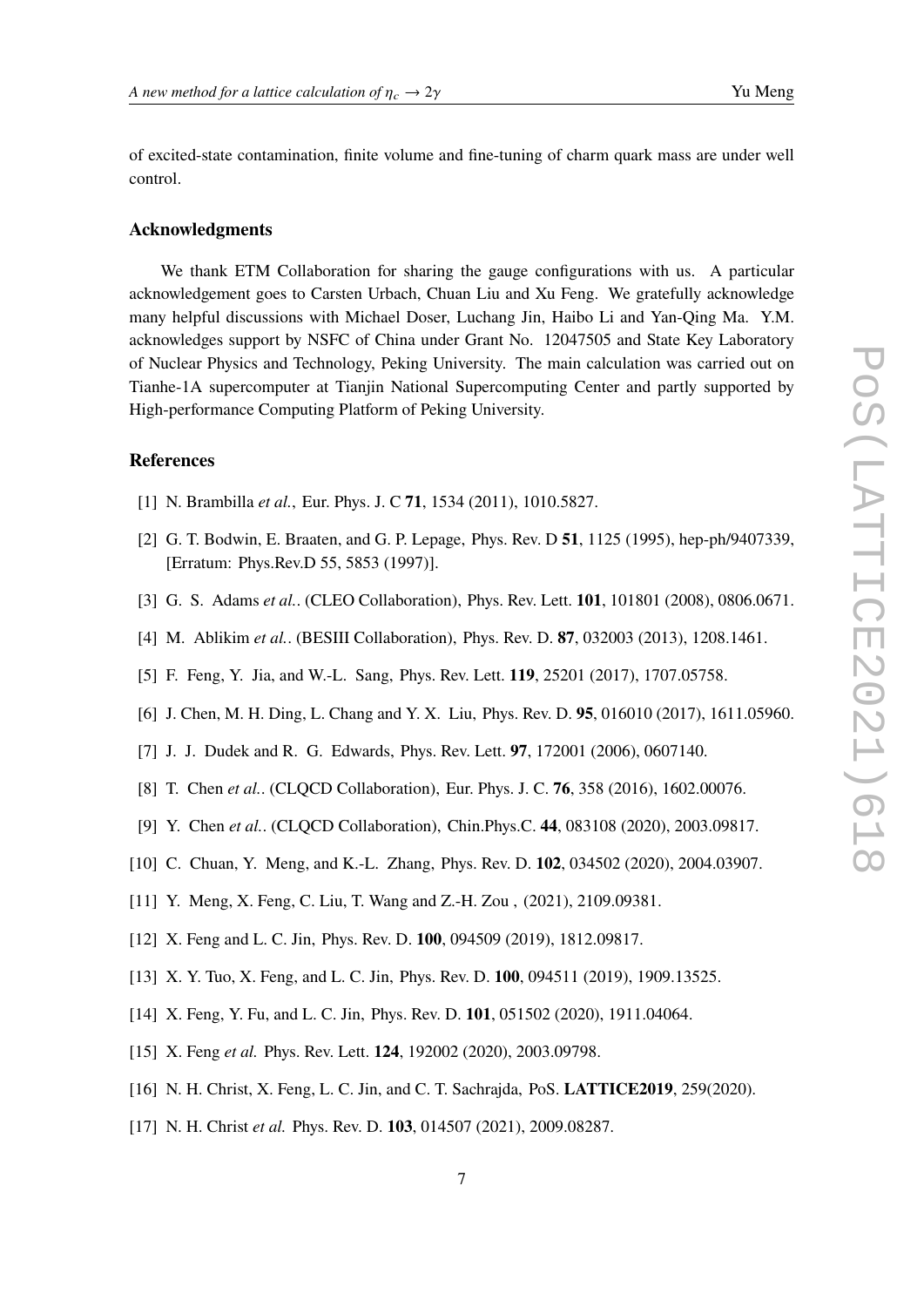of excited-state contamination, finite volume and fine-tuning of charm quark mass are under well control.

### Acknowledgments

We thank ETM Collaboration for sharing the gauge configurations with us. A particular acknowledgement goes to Carsten Urbach, Chuan Liu and Xu Feng. We gratefully acknowledge many helpful discussions with Michael Doser, Luchang Jin, Haibo Li and Yan-Qing Ma. Y.M. acknowledges support by NSFC of China under Grant No. 12047505 and State Key Laboratory of Nuclear Physics and Technology, Peking University. The main calculation was carried out on Tianhe-1A supercomputer at Tianjin National Supercomputing Center and partly supported by High-performance Computing Platform of Peking University.

### References

[1] N. Brambilla *et al.*, Eur. Phys. J. C **71**, 1534 (2011), 1010.5827.

[2] G. T. Bodwin, E. Braaten, and G. P. Lepage, Phys. Rev. D **51**, 1125 (1995), hep-ph/9407339, [Erratum: Phys.Rev.D 55, 5853 (1997)].

[3] G. S. Adams *et al.*. (CLEO Collaboration), Phys. Rev. Lett. **101**, 101801 (2008), 0806.0671.

[4] M. Ablikim *et al.*. (BESIII Collaboration), Phys. Rev. D. **87**, 032003 (2013), 1208.1461.

[5] F. Feng, Y. Jia, and W.-L. Sang, Phys. Rev. Lett. **119**, 25201 (2017), 1707.05758.

[6] J. Chen, M. H. Ding, L. Chang and Y. X. Liu, Phys. Rev. D. **95**, 016010 (2017), 1611.05960.

[7] J. J. Dudek and R. G. Edwards, Phys. Rev. Lett. **97**, 172001 (2006), 0607140.

[8] T. Chen *et al.*. (CLQCD Collaboration), Eur. Phys. J. C. **76**, 358 (2016), 1602.00076.

[9] Y. Chen *et al.*. (CLQCD Collaboration), Chin.Phys.C. **44**, 083108 (2020), 2003.09817.

[10] C. Chuan, Y. Meng, and K.-L. Zhang, Phys. Rev. D. **102**, 034502 (2020), 2004.03907.

[11] Y. Meng, X. Feng, C. Liu, T. Wang and Z.-H. Zou , (2021), 2109.09381.

[12] X. Feng and L. C. Jin, Phys. Rev. D. **100**, 094509 (2019), 1812.09817.

[13] X. Y. Tuo, X. Feng, and L. C. Jin, Phys. Rev. D. **100**, 094511 (2019), 1909.13525.

[14] X. Feng, Y. Fu, and L. C. Jin, Phys. Rev. D. **101**, 051502 (2020), 1911.04064.

[15] X. Feng *et al.* Phys. Rev. Lett. **124**, 192002 (2020), 2003.09798.

[16] N. H. Christ, X. Feng, L. C. Jin, and C. T. Sachrajda, PoS. **LATTICE2019**, 259(2020).

[17] N. H. Christ *et al.* Phys. Rev. D. **103**, 014507 (2021), 2009.08287.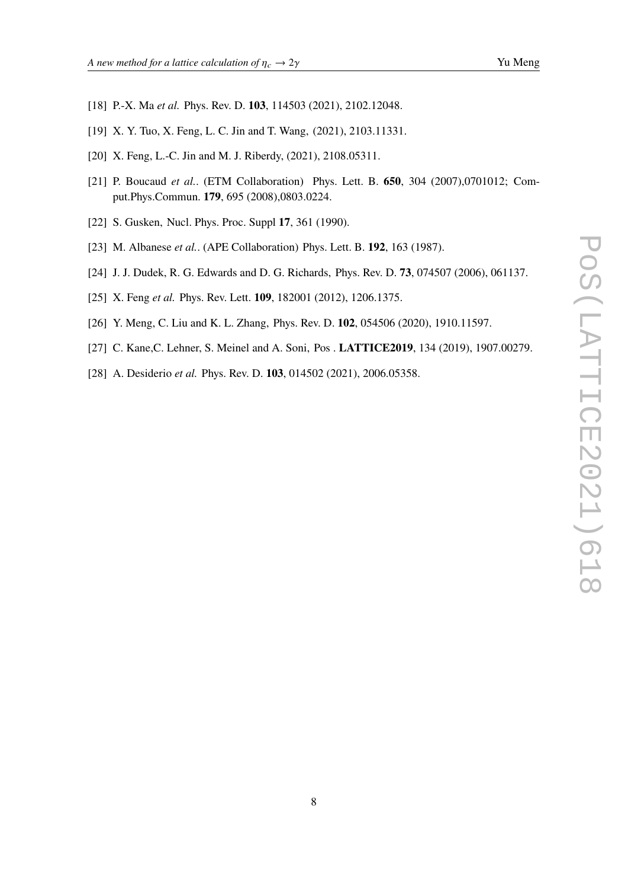[18] P.-X. Ma *et al.* Phys. Rev. D. **103**, 114503 (2021), 2102.12048.

[19] X. Y. Tuo, X. Feng, L. C. Jin and T. Wang, (2021), 2103.11331.

[20] X. Feng, L.-C. Jin and M. J. Riberdy, (2021), 2108.05311.

[21] P. Boucaud *et al.*. (ETM Collaboration) Phys. Lett. B. **650**, 304 (2007),0701012; Comput.Phys.Commun. **179**, 695 (2008),0803.0224.

[22] S. Gusken, Nucl. Phys. Proc. Suppl **17**, 361 (1990).

[23] M. Albanese *et al.*. (APE Collaboration) Phys. Lett. B. **192**, 163 (1987).

[24] J. J. Dudek, R. G. Edwards and D. G. Richards, Phys. Rev. D. **73**, 074507 (2006), 061137.

[25] X. Feng *et al.* Phys. Rev. Lett. **109**, 182001 (2012), 1206.1375.

[26] Y. Meng, C. Liu and K. L. Zhang, Phys. Rev. D. **102**, 054506 (2020), 1910.11597.

[27] C. Kane,C. Lehner, S. Meinel and A. Soni, Pos . **LATTICE2019**, 134 (2019), 1907.00279.

[28] A. Desiderio *et al.* Phys. Rev. D. **103**, 014502 (2021), 2006.05358.